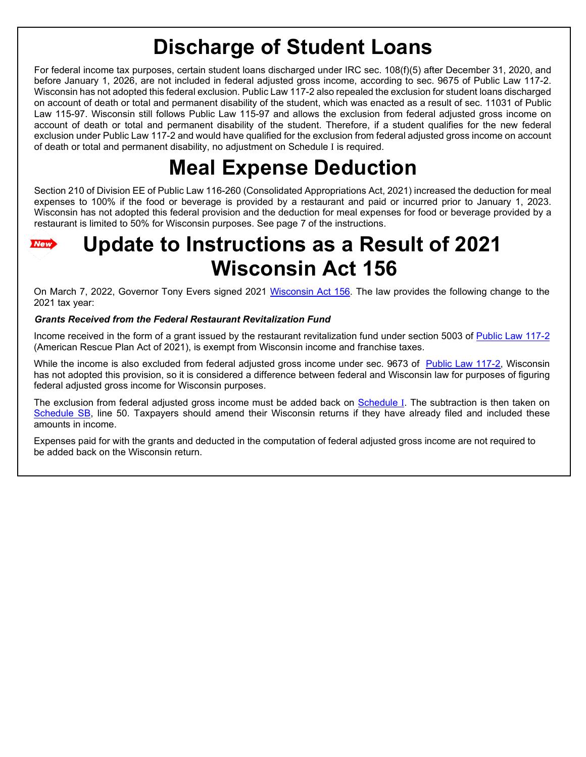# Discharge of Student Loans

For federal income tax purposes, certain student loans discharged under IRC sec. 108(f)(5) after December 31, 2020, and before January 1, 2026, are not included in federal adjusted gross income, according to sec. 9675 of Public Law 117-2. Wisconsin has not adopted this federal exclusion. Public Law 117-2 also repealed the exclusion for student loans discharged on account of death or total and permanent disability of the student, which was enacted as a result of sec. 11031 of Public Law 115-97. Wisconsin still follows Public Law 115-97 and allows the exclusion from federal adjusted gross income on account of death or total and permanent disability of the student. Therefore, if a student qualifies for the new federal exclusion under Public Law 117-2 and would have qualified for the exclusion from federal adjusted gross income on account of death or total and permanent disability, no adjustment on Schedule I is required.

# Meal Expense Deduction

Section 210 of Division EE of Public Law 116-260 (Consolidated Appropriations Act, 2021) increased the deduction for meal expenses to 100% if the food or beverage is provided by a restaurant and paid or incurred prior to January 1, 2023. Wisconsin has not adopted this federal provision and the deduction for meal expenses for food or beverage provided by a restaurant is limited to 50% for Wisconsin purposes. See page 7 of the instructions.

# New Update to Instructions as a Result of 2021 Wisconsin Act 156

On March 7, 2022, Governor Tony Evers signed 2021 Wisconsin Act 156. The law provides the following change to the 2021 tax year:

***Grants Received from the Federal Restaurant Revitalization Fund***

Income received in the form of a grant issued by the restaurant revitalization fund under section 5003 of Public Law 117-2 (American Rescue Plan Act of 2021), is exempt from Wisconsin income and franchise taxes.

While the income is also excluded from federal adjusted gross income under sec. 9673 of Public Law 117-2, Wisconsin has not adopted this provision, so it is considered a difference between federal and Wisconsin law for purposes of figuring federal adjusted gross income for Wisconsin purposes.

The exclusion from federal adjusted gross income must be added back on Schedule I. The subtraction is then taken on Schedule SB, line 50. Taxpayers should amend their Wisconsin returns if they have already filed and included these amounts in income.

Expenses paid for with the grants and deducted in the computation of federal adjusted gross income are not required to be added back on the Wisconsin return.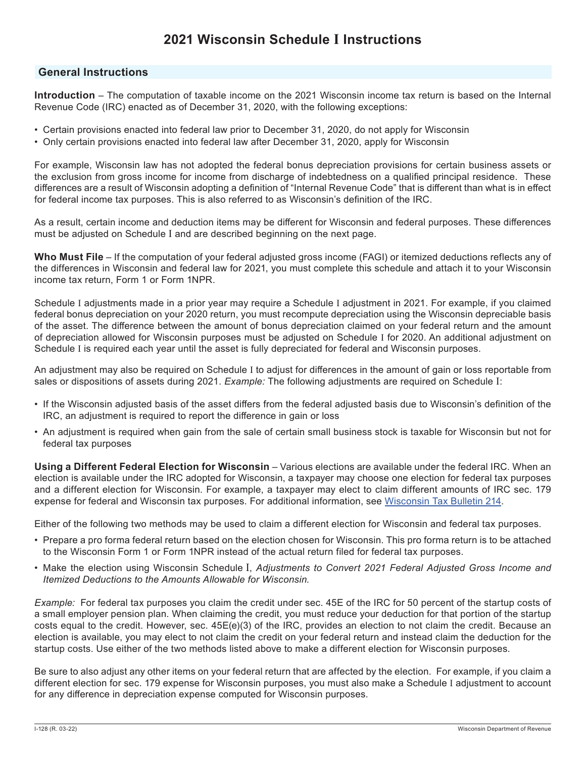# 2021 Wisconsin Schedule I Instructions

## General Instructions

**Introduction** – The computation of taxable income on the 2021 Wisconsin income tax return is based on the Internal Revenue Code (IRC) enacted as of December 31, 2020, with the following exceptions:

- Certain provisions enacted into federal law prior to December 31, 2020, do not apply for Wisconsin
- Only certain provisions enacted into federal law after December 31, 2020, apply for Wisconsin

For example, Wisconsin law has not adopted the federal bonus depreciation provisions for certain business assets or the exclusion from gross income for income from discharge of indebtedness on a qualified principal residence. These differences are a result of Wisconsin adopting a definition of "Internal Revenue Code" that is different than what is in effect for federal income tax purposes. This is also referred to as Wisconsin's definition of the IRC.

As a result, certain income and deduction items may be different for Wisconsin and federal purposes. These differences must be adjusted on Schedule I and are described beginning on the next page.

**Who Must File** – If the computation of your federal adjusted gross income (FAGI) or itemized deductions reflects any of the differences in Wisconsin and federal law for 2021, you must complete this schedule and attach it to your Wisconsin income tax return, Form 1 or Form 1NPR.

Schedule I adjustments made in a prior year may require a Schedule I adjustment in 2021. For example, if you claimed federal bonus depreciation on your 2020 return, you must recompute depreciation using the Wisconsin depreciable basis of the asset. The difference between the amount of bonus depreciation claimed on your federal return and the amount of depreciation allowed for Wisconsin purposes must be adjusted on Schedule I for 2020. An additional adjustment on Schedule I is required each year until the asset is fully depreciated for federal and Wisconsin purposes.

An adjustment may also be required on Schedule I to adjust for differences in the amount of gain or loss reportable from sales or dispositions of assets during 2021. *Example:* The following adjustments are required on Schedule I:

- If the Wisconsin adjusted basis of the asset differs from the federal adjusted basis due to Wisconsin's definition of the IRC, an adjustment is required to report the difference in gain or loss
- An adjustment is required when gain from the sale of certain small business stock is taxable for Wisconsin but not for federal tax purposes

**Using a Different Federal Election for Wisconsin** – Various elections are available under the federal IRC. When an election is available under the IRC adopted for Wisconsin, a taxpayer may choose one election for federal tax purposes and a different election for Wisconsin. For example, a taxpayer may elect to claim different amounts of IRC sec. 179 expense for federal and Wisconsin tax purposes. For additional information, see Wisconsin Tax Bulletin 214.

Either of the following two methods may be used to claim a different election for Wisconsin and federal tax purposes.

- Prepare a pro forma federal return based on the election chosen for Wisconsin. This pro forma return is to be attached to the Wisconsin Form 1 or Form 1NPR instead of the actual return filed for federal tax purposes.
- Make the election using Wisconsin Schedule I, *Adjustments to Convert 2021 Federal Adjusted Gross Income and Itemized Deductions to the Amounts Allowable for Wisconsin*.

*Example:* For federal tax purposes you claim the credit under sec. 45E of the IRC for 50 percent of the startup costs of a small employer pension plan. When claiming the credit, you must reduce your deduction for that portion of the startup costs equal to the credit. However, sec. 45E(e)(3) of the IRC, provides an election to not claim the credit. Because an election is available, you may elect to not claim the credit on your federal return and instead claim the deduction for the startup costs. Use either of the two methods listed above to make a different election for Wisconsin purposes.

Be sure to also adjust any other items on your federal return that are affected by the election. For example, if you claim a different election for sec. 179 expense for Wisconsin purposes, you must also make a Schedule I adjustment to account for any difference in depreciation expense computed for Wisconsin purposes.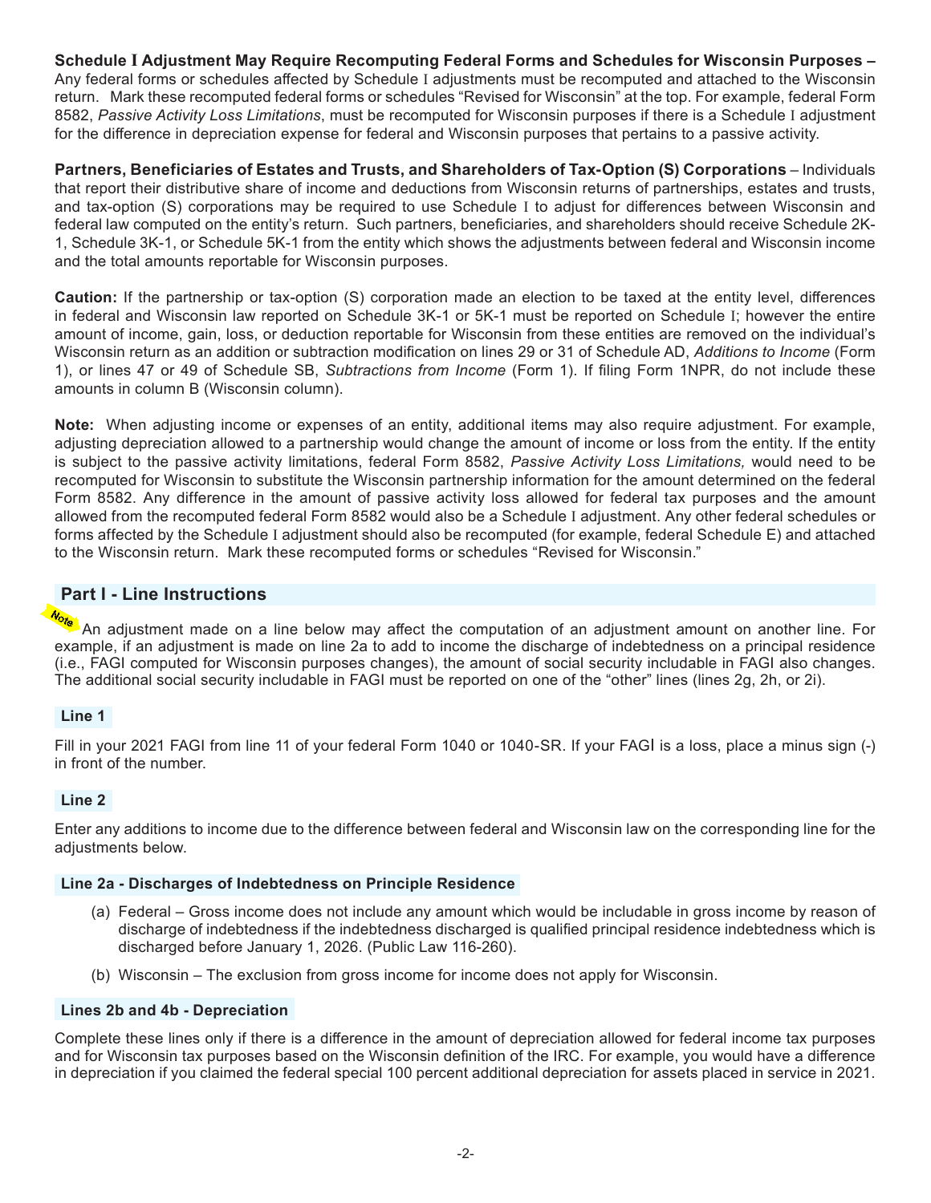**Schedule I Adjustment May Require Recomputing Federal Forms and Schedules for Wisconsin Purposes –** Any federal forms or schedules affected by Schedule I adjustments must be recomputed and attached to the Wisconsin return. Mark these recomputed federal forms or schedules "Revised for Wisconsin" at the top. For example, federal Form 8582, *Passive Activity Loss Limitations*, must be recomputed for Wisconsin purposes if there is a Schedule I adjustment for the difference in depreciation expense for federal and Wisconsin purposes that pertains to a passive activity.

**Partners, Beneficiaries of Estates and Trusts, and Shareholders of Tax-Option (S) Corporations** – Individuals that report their distributive share of income and deductions from Wisconsin returns of partnerships, estates and trusts, and tax-option (S) corporations may be required to use Schedule I to adjust for differences between Wisconsin and federal law computed on the entity's return. Such partners, beneficiaries, and shareholders should receive Schedule 2K-1, Schedule 3K-1, or Schedule 5K-1 from the entity which shows the adjustments between federal and Wisconsin income and the total amounts reportable for Wisconsin purposes.

**Caution:** If the partnership or tax-option (S) corporation made an election to be taxed at the entity level, differences in federal and Wisconsin law reported on Schedule 3K-1 or 5K-1 must be reported on Schedule I; however the entire amount of income, gain, loss, or deduction reportable for Wisconsin from these entities are removed on the individual's Wisconsin return as an addition or subtraction modification on lines 29 or 31 of Schedule AD, *Additions to Income* (Form 1), or lines 47 or 49 of Schedule SB, *Subtractions from Income* (Form 1). If filing Form 1NPR, do not include these amounts in column B (Wisconsin column).

**Note:** When adjusting income or expenses of an entity, additional items may also require adjustment. For example, adjusting depreciation allowed to a partnership would change the amount of income or loss from the entity. If the entity is subject to the passive activity limitations, federal Form 8582, *Passive Activity Loss Limitations,* would need to be recomputed for Wisconsin to substitute the Wisconsin partnership information for the amount determined on the federal Form 8582. Any difference in the amount of passive activity loss allowed for federal tax purposes and the amount allowed from the recomputed federal Form 8582 would also be a Schedule I adjustment. Any other federal schedules or forms affected by the Schedule I adjustment should also be recomputed (for example, federal Schedule E) and attached to the Wisconsin return. Mark these recomputed forms or schedules "Revised for Wisconsin."

## Part I - Line Instructions

Note An adjustment made on a line below may affect the computation of an adjustment amount on another line. For example, if an adjustment is made on line 2a to add to income the discharge of indebtedness on a principal residence (i.e., FAGI computed for Wisconsin purposes changes), the amount of social security includable in FAGI also changes. The additional social security includable in FAGI must be reported on one of the "other" lines (lines 2g, 2h, or 2i).

### Line 1

Fill in your 2021 FAGI from line 11 of your federal Form 1040 or 1040-SR. If your FAGI is a loss, place a minus sign (-) in front of the number.

### Line 2

Enter any additions to income due to the difference between federal and Wisconsin law on the corresponding line for the adjustments below.

### Line 2a - Discharges of Indebtedness on Principle Residence

(a) Federal – Gross income does not include any amount which would be includable in gross income by reason of discharge of indebtedness if the indebtedness discharged is qualified principal residence indebtedness which is discharged before January 1, 2026. (Public Law 116-260).

(b) Wisconsin – The exclusion from gross income for income does not apply for Wisconsin.

### Lines 2b and 4b - Depreciation

Complete these lines only if there is a difference in the amount of depreciation allowed for federal income tax purposes and for Wisconsin tax purposes based on the Wisconsin definition of the IRC. For example, you would have a difference in depreciation if you claimed the federal special 100 percent additional depreciation for assets placed in service in 2021.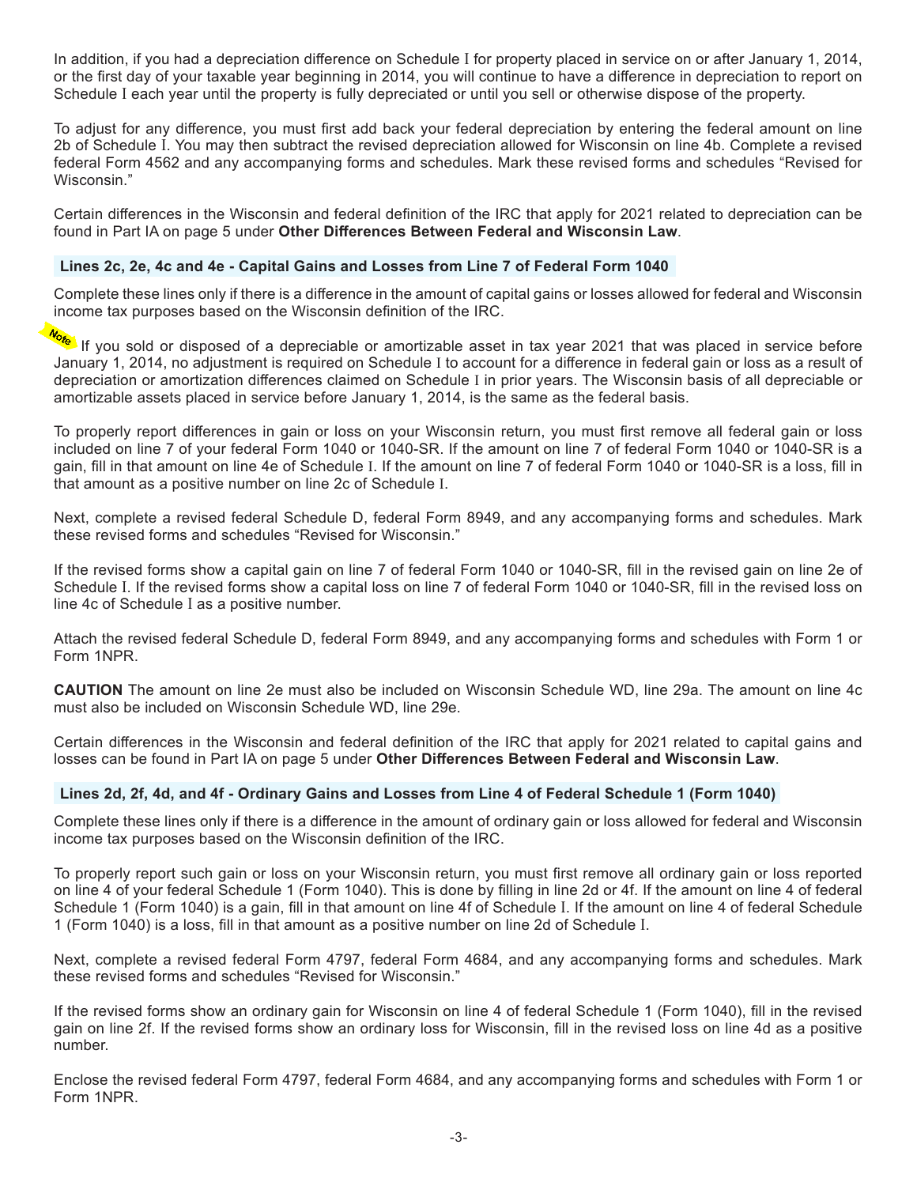In addition, if you had a depreciation difference on Schedule I for property placed in service on or after January 1, 2014, or the first day of your taxable year beginning in 2014, you will continue to have a difference in depreciation to report on Schedule I each year until the property is fully depreciated or until you sell or otherwise dispose of the property.

To adjust for any difference, you must first add back your federal depreciation by entering the federal amount on line 2b of Schedule I. You may then subtract the revised depreciation allowed for Wisconsin on line 4b. Complete a revised federal Form 4562 and any accompanying forms and schedules. Mark these revised forms and schedules "Revised for Wisconsin."

Certain differences in the Wisconsin and federal definition of the IRC that apply for 2021 related to depreciation can be found in Part IA on page 5 under **Other Differences Between Federal and Wisconsin Law**.

### Lines 2c, 2e, 4c and 4e - Capital Gains and Losses from Line 7 of Federal Form 1040

Complete these lines only if there is a difference in the amount of capital gains or losses allowed for federal and Wisconsin income tax purposes based on the Wisconsin definition of the IRC.

*Note* If you sold or disposed of a depreciable or amortizable asset in tax year 2021 that was placed in service before January 1, 2014, no adjustment is required on Schedule I to account for a difference in federal gain or loss as a result of depreciation or amortization differences claimed on Schedule I in prior years. The Wisconsin basis of all depreciable or amortizable assets placed in service before January 1, 2014, is the same as the federal basis.

To properly report differences in gain or loss on your Wisconsin return, you must first remove all federal gain or loss included on line 7 of your federal Form 1040 or 1040-SR. If the amount on line 7 of federal Form 1040 or 1040-SR is a gain, fill in that amount on line 4e of Schedule I. If the amount on line 7 of federal Form 1040 or 1040-SR is a loss, fill in that amount as a positive number on line 2c of Schedule I.

Next, complete a revised federal Schedule D, federal Form 8949, and any accompanying forms and schedules. Mark these revised forms and schedules "Revised for Wisconsin."

If the revised forms show a capital gain on line 7 of federal Form 1040 or 1040-SR, fill in the revised gain on line 2e of Schedule I. If the revised forms show a capital loss on line 7 of federal Form 1040 or 1040-SR, fill in the revised loss on line 4c of Schedule I as a positive number.

Attach the revised federal Schedule D, federal Form 8949, and any accompanying forms and schedules with Form 1 or Form 1NPR.

**CAUTION** The amount on line 2e must also be included on Wisconsin Schedule WD, line 29a. The amount on line 4c must also be included on Wisconsin Schedule WD, line 29e.

Certain differences in the Wisconsin and federal definition of the IRC that apply for 2021 related to capital gains and losses can be found in Part IA on page 5 under **Other Differences Between Federal and Wisconsin Law**.

### Lines 2d, 2f, 4d, and 4f - Ordinary Gains and Losses from Line 4 of Federal Schedule 1 (Form 1040)

Complete these lines only if there is a difference in the amount of ordinary gain or loss allowed for federal and Wisconsin income tax purposes based on the Wisconsin definition of the IRC.

To properly report such gain or loss on your Wisconsin return, you must first remove all ordinary gain or loss reported on line 4 of your federal Schedule 1 (Form 1040). This is done by filling in line 2d or 4f. If the amount on line 4 of federal Schedule 1 (Form 1040) is a gain, fill in that amount on line 4f of Schedule I. If the amount on line 4 of federal Schedule 1 (Form 1040) is a loss, fill in that amount as a positive number on line 2d of Schedule I.

Next, complete a revised federal Form 4797, federal Form 4684, and any accompanying forms and schedules. Mark these revised forms and schedules "Revised for Wisconsin."

If the revised forms show an ordinary gain for Wisconsin on line 4 of federal Schedule 1 (Form 1040), fill in the revised gain on line 2f. If the revised forms show an ordinary loss for Wisconsin, fill in the revised loss on line 4d as a positive number.

Enclose the revised federal Form 4797, federal Form 4684, and any accompanying forms and schedules with Form 1 or Form 1NPR.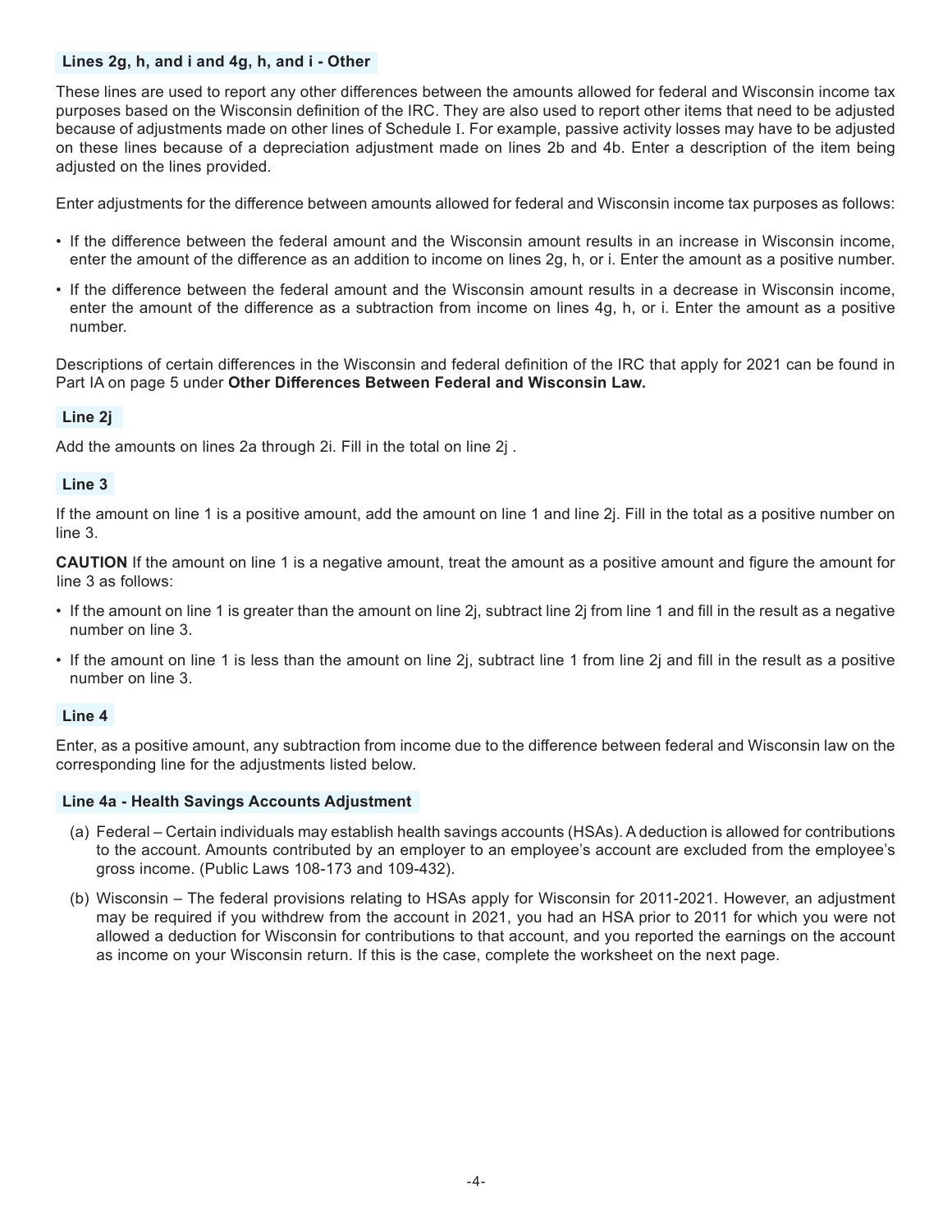### Lines 2g, h, and i and 4g, h, and i - Other

These lines are used to report any other differences between the amounts allowed for federal and Wisconsin income tax purposes based on the Wisconsin definition of the IRC. They are also used to report other items that need to be adjusted because of adjustments made on other lines of Schedule I. For example, passive activity losses may have to be adjusted on these lines because of a depreciation adjustment made on lines 2b and 4b. Enter a description of the item being adjusted on the lines provided.

Enter adjustments for the difference between amounts allowed for federal and Wisconsin income tax purposes as follows:

- If the difference between the federal amount and the Wisconsin amount results in an increase in Wisconsin income, enter the amount of the difference as an addition to income on lines 2g, h, or i. Enter the amount as a positive number.
- If the difference between the federal amount and the Wisconsin amount results in a decrease in Wisconsin income, enter the amount of the difference as a subtraction from income on lines 4g, h, or i. Enter the amount as a positive number.

Descriptions of certain differences in the Wisconsin and federal definition of the IRC that apply for 2021 can be found in Part IA on page 5 under **Other Differences Between Federal and Wisconsin Law.**

### Line 2j

Add the amounts on lines 2a through 2i. Fill in the total on line 2j .

### Line 3

If the amount on line 1 is a positive amount, add the amount on line 1 and line 2j. Fill in the total as a positive number on line 3.

**CAUTION** If the amount on line 1 is a negative amount, treat the amount as a positive amount and figure the amount for line 3 as follows:

- If the amount on line 1 is greater than the amount on line 2j, subtract line 2j from line 1 and fill in the result as a negative number on line 3.
- If the amount on line 1 is less than the amount on line 2j, subtract line 1 from line 2j and fill in the result as a positive number on line 3.

### Line 4

Enter, as a positive amount, any subtraction from income due to the difference between federal and Wisconsin law on the corresponding line for the adjustments listed below.

### Line 4a - Health Savings Accounts Adjustment

(a) Federal – Certain individuals may establish health savings accounts (HSAs). A deduction is allowed for contributions to the account. Amounts contributed by an employer to an employee's account are excluded from the employee's gross income. (Public Laws 108-173 and 109-432).

(b) Wisconsin – The federal provisions relating to HSAs apply for Wisconsin for 2011-2021. However, an adjustment may be required if you withdrew from the account in 2021, you had an HSA prior to 2011 for which you were not allowed a deduction for Wisconsin for contributions to that account, and you reported the earnings on the account as income on your Wisconsin return. If this is the case, complete the worksheet on the next page.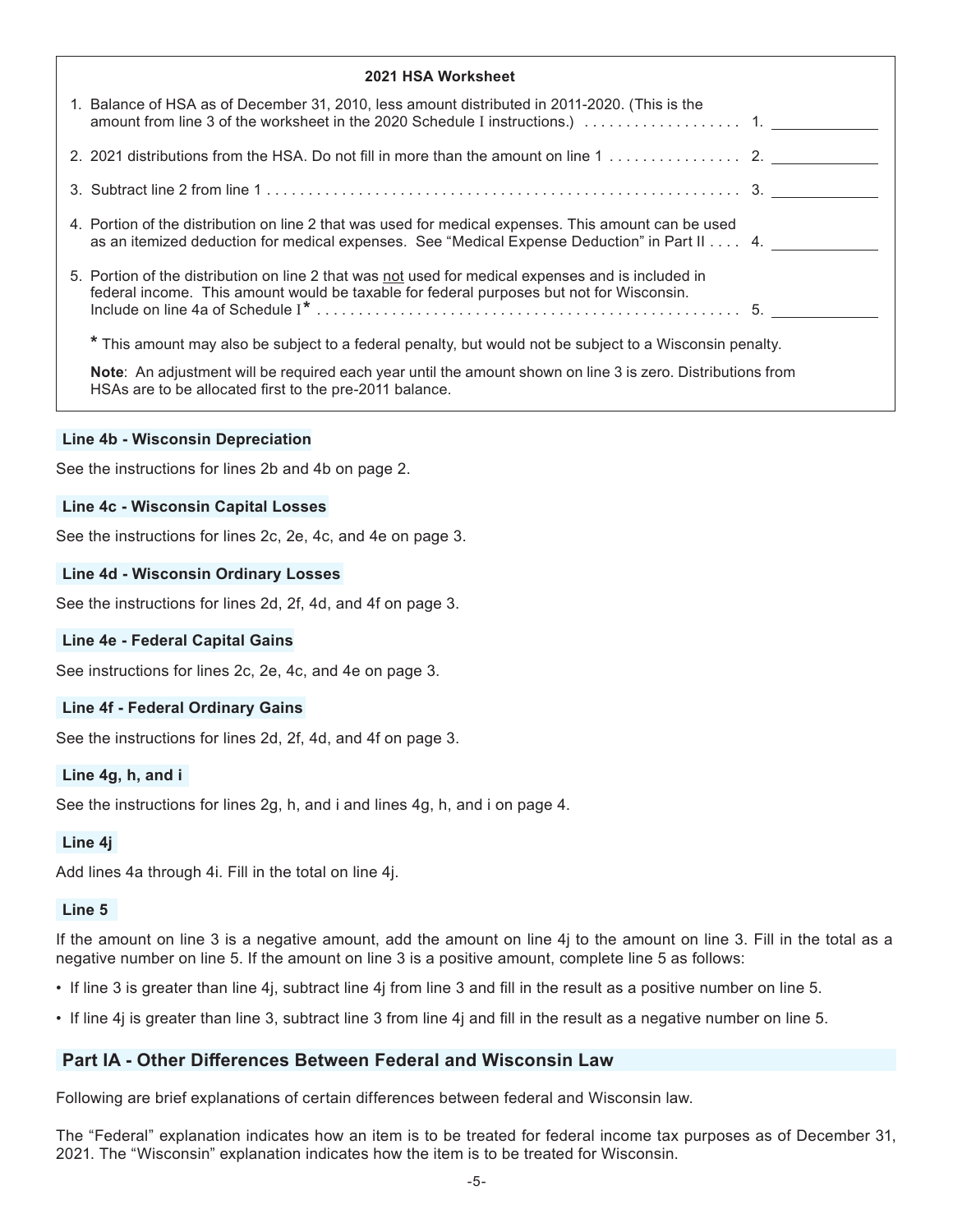**2021 HSA Worksheet**

1. Balance of HSA as of December 31, 2010, less amount distributed in 2011-2020. (This is the amount from line 3 of the worksheet in the 2020 Schedule I instructions.) . . . . . . . . . . . . . . . . . . . 1. ____________

2. 2021 distributions from the HSA. Do not fill in more than the amount on line 1 . . . . . . . . . . . . . . . . 2. ____________

3. Subtract line 2 from line 1 . . . . . . . . . . . . . . . . . . . . . . . . . . . . . . . . . . . . . . . . . . . . . . . . . . . . . 3. ____________

4. Portion of the distribution on line 2 that was used for medical expenses. This amount can be used as an itemized deduction for medical expenses. See "Medical Expense Deduction" in Part II . . . . 4. ____________

5. Portion of the distribution on line 2 that was not used for medical expenses and is included in federal income. This amount would be taxable for federal purposes but not for Wisconsin. Include on line 4a of Schedule I* . . . . . . . . . . . . . . . . . . . . . . . . . . . . . . . . . . . . . . . . . . . . . . . . . . . 5. ____________

\* This amount may also be subject to a federal penalty, but would not be subject to a Wisconsin penalty.

**Note**: An adjustment will be required each year until the amount shown on line 3 is zero. Distributions from HSAs are to be allocated first to the pre-2011 balance.

### Line 4b - Wisconsin Depreciation

See the instructions for lines 2b and 4b on page 2.

### Line 4c - Wisconsin Capital Losses

See the instructions for lines 2c, 2e, 4c, and 4e on page 3.

### Line 4d - Wisconsin Ordinary Losses

See the instructions for lines 2d, 2f, 4d, and 4f on page 3.

### Line 4e - Federal Capital Gains

See instructions for lines 2c, 2e, 4c, and 4e on page 3.

### Line 4f - Federal Ordinary Gains

See the instructions for lines 2d, 2f, 4d, and 4f on page 3.

### Line 4g, h, and i

See the instructions for lines 2g, h, and i and lines 4g, h, and i on page 4.

### Line 4j

Add lines 4a through 4i. Fill in the total on line 4j.

### Line 5

If the amount on line 3 is a negative amount, add the amount on line 4j to the amount on line 3. Fill in the total as a negative number on line 5. If the amount on line 3 is a positive amount, complete line 5 as follows:

- If line 3 is greater than line 4j, subtract line 4j from line 3 and fill in the result as a positive number on line 5.
- If line 4j is greater than line 3, subtract line 3 from line 4j and fill in the result as a negative number on line 5.

## Part IA - Other Differences Between Federal and Wisconsin Law

Following are brief explanations of certain differences between federal and Wisconsin law.

The "Federal" explanation indicates how an item is to be treated for federal income tax purposes as of December 31, 2021. The "Wisconsin" explanation indicates how the item is to be treated for Wisconsin.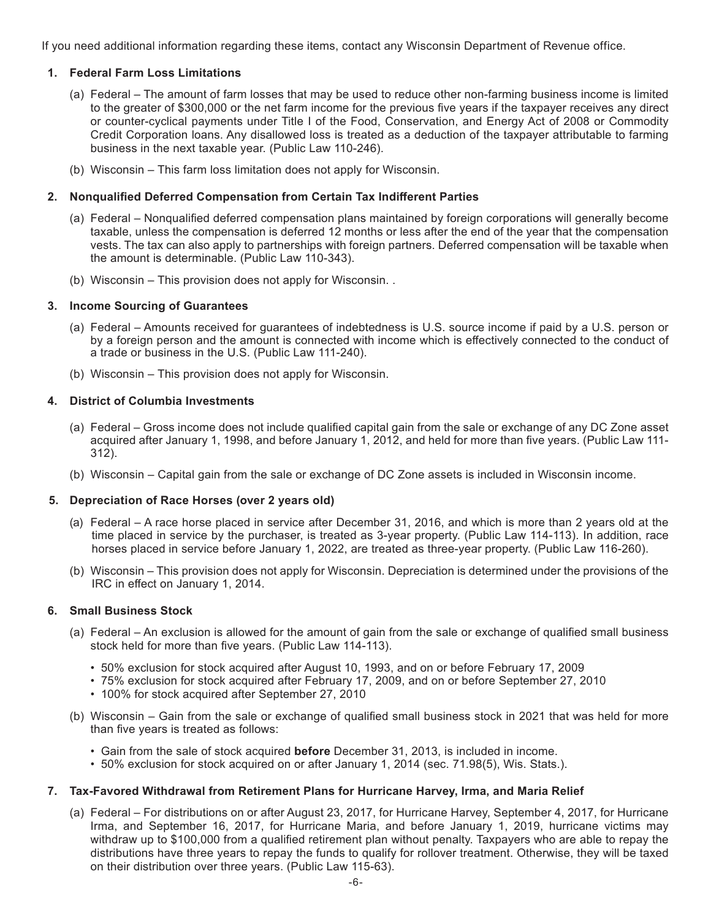If you need additional information regarding these items, contact any Wisconsin Department of Revenue office.

1. **Federal Farm Loss Limitations**

   (a) Federal – The amount of farm losses that may be used to reduce other non-farming business income is limited to the greater of $300,000 or the net farm income for the previous five years if the taxpayer receives any direct or counter-cyclical payments under Title I of the Food, Conservation, and Energy Act of 2008 or Commodity Credit Corporation loans. Any disallowed loss is treated as a deduction of the taxpayer attributable to farming business in the next taxable year. (Public Law 110-246).

   (b) Wisconsin – This farm loss limitation does not apply for Wisconsin.

2. **Nonqualified Deferred Compensation from Certain Tax Indifferent Parties**

   (a) Federal – Nonqualified deferred compensation plans maintained by foreign corporations will generally become taxable, unless the compensation is deferred 12 months or less after the end of the year that the compensation vests. The tax can also apply to partnerships with foreign partners. Deferred compensation will be taxable when the amount is determinable. (Public Law 110-343).

   (b) Wisconsin – This provision does not apply for Wisconsin. .

3. **Income Sourcing of Guarantees**

   (a) Federal – Amounts received for guarantees of indebtedness is U.S. source income if paid by a U.S. person or by a foreign person and the amount is connected with income which is effectively connected to the conduct of a trade or business in the U.S. (Public Law 111-240).

   (b) Wisconsin – This provision does not apply for Wisconsin.

4. **District of Columbia Investments**

   (a) Federal – Gross income does not include qualified capital gain from the sale or exchange of any DC Zone asset acquired after January 1, 1998, and before January 1, 2012, and held for more than five years. (Public Law 111-312).

   (b) Wisconsin – Capital gain from the sale or exchange of DC Zone assets is included in Wisconsin income.

5. **Depreciation of Race Horses (over 2 years old)**

   (a) Federal – A race horse placed in service after December 31, 2016, and which is more than 2 years old at the time placed in service by the purchaser, is treated as 3-year property. (Public Law 114-113). In addition, race horses placed in service before January 1, 2022, are treated as three-year property. (Public Law 116-260).

   (b) Wisconsin – This provision does not apply for Wisconsin. Depreciation is determined under the provisions of the IRC in effect on January 1, 2014.

6. **Small Business Stock**

   (a) Federal – An exclusion is allowed for the amount of gain from the sale or exchange of qualified small business stock held for more than five years. (Public Law 114-113).

   - 50% exclusion for stock acquired after August 10, 1993, and on or before February 17, 2009
   - 75% exclusion for stock acquired after February 17, 2009, and on or before September 27, 2010
   - 100% for stock acquired after September 27, 2010

   (b) Wisconsin – Gain from the sale or exchange of qualified small business stock in 2021 that was held for more than five years is treated as follows:

   - Gain from the sale of stock acquired **before** December 31, 2013, is included in income.
   - 50% exclusion for stock acquired on or after January 1, 2014 (sec. 71.98(5), Wis. Stats.).

7. **Tax-Favored Withdrawal from Retirement Plans for Hurricane Harvey, Irma, and Maria Relief**

   (a) Federal – For distributions on or after August 23, 2017, for Hurricane Harvey, September 4, 2017, for Hurricane Irma, and September 16, 2017, for Hurricane Maria, and before January 1, 2019, hurricane victims may withdraw up to $100,000 from a qualified retirement plan without penalty. Taxpayers who are able to repay the distributions have three years to repay the funds to qualify for rollover treatment. Otherwise, they will be taxed on their distribution over three years. (Public Law 115-63).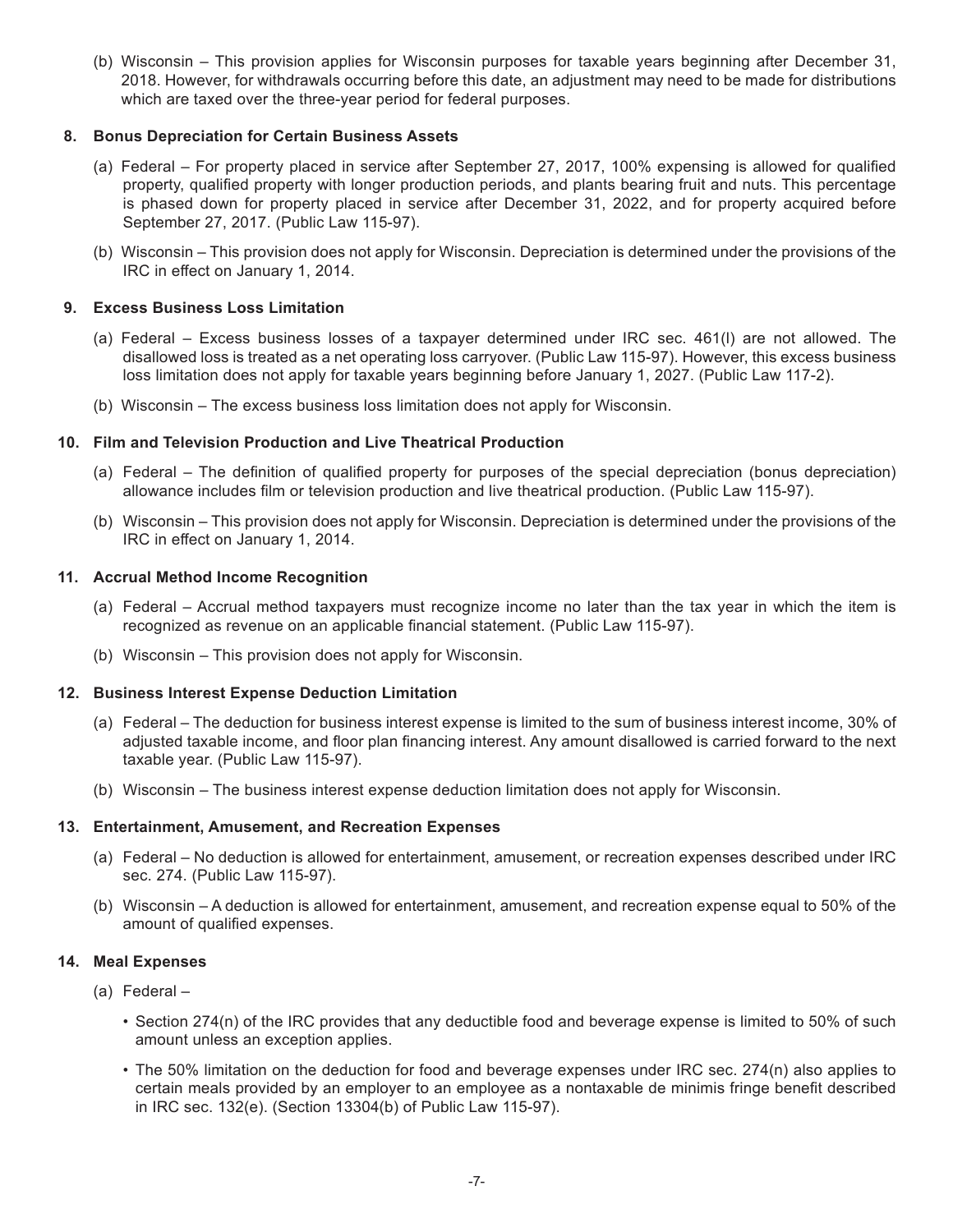(b) Wisconsin – This provision applies for Wisconsin purposes for taxable years beginning after December 31, 2018. However, for withdrawals occurring before this date, an adjustment may need to be made for distributions which are taxed over the three-year period for federal purposes.

**8. Bonus Depreciation for Certain Business Assets**

(a) Federal – For property placed in service after September 27, 2017, 100% expensing is allowed for qualified property, qualified property with longer production periods, and plants bearing fruit and nuts. This percentage is phased down for property placed in service after December 31, 2022, and for property acquired before September 27, 2017. (Public Law 115-97).

(b) Wisconsin – This provision does not apply for Wisconsin. Depreciation is determined under the provisions of the IRC in effect on January 1, 2014.

**9. Excess Business Loss Limitation**

(a) Federal – Excess business losses of a taxpayer determined under IRC sec. 461(l) are not allowed. The disallowed loss is treated as a net operating loss carryover. (Public Law 115-97). However, this excess business loss limitation does not apply for taxable years beginning before January 1, 2027. (Public Law 117-2).

(b) Wisconsin – The excess business loss limitation does not apply for Wisconsin.

**10. Film and Television Production and Live Theatrical Production**

(a) Federal – The definition of qualified property for purposes of the special depreciation (bonus depreciation) allowance includes film or television production and live theatrical production. (Public Law 115-97).

(b) Wisconsin – This provision does not apply for Wisconsin. Depreciation is determined under the provisions of the IRC in effect on January 1, 2014.

**11. Accrual Method Income Recognition**

(a) Federal – Accrual method taxpayers must recognize income no later than the tax year in which the item is recognized as revenue on an applicable financial statement. (Public Law 115-97).

(b) Wisconsin – This provision does not apply for Wisconsin.

**12. Business Interest Expense Deduction Limitation**

(a) Federal – The deduction for business interest expense is limited to the sum of business interest income, 30% of adjusted taxable income, and floor plan financing interest. Any amount disallowed is carried forward to the next taxable year. (Public Law 115-97).

(b) Wisconsin – The business interest expense deduction limitation does not apply for Wisconsin.

**13. Entertainment, Amusement, and Recreation Expenses**

(a) Federal – No deduction is allowed for entertainment, amusement, or recreation expenses described under IRC sec. 274. (Public Law 115-97).

(b) Wisconsin – A deduction is allowed for entertainment, amusement, and recreation expense equal to 50% of the amount of qualified expenses.

**14. Meal Expenses**

(a) Federal –

- Section 274(n) of the IRC provides that any deductible food and beverage expense is limited to 50% of such amount unless an exception applies.
- The 50% limitation on the deduction for food and beverage expenses under IRC sec. 274(n) also applies to certain meals provided by an employer to an employee as a nontaxable de minimis fringe benefit described in IRC sec. 132(e). (Section 13304(b) of Public Law 115-97).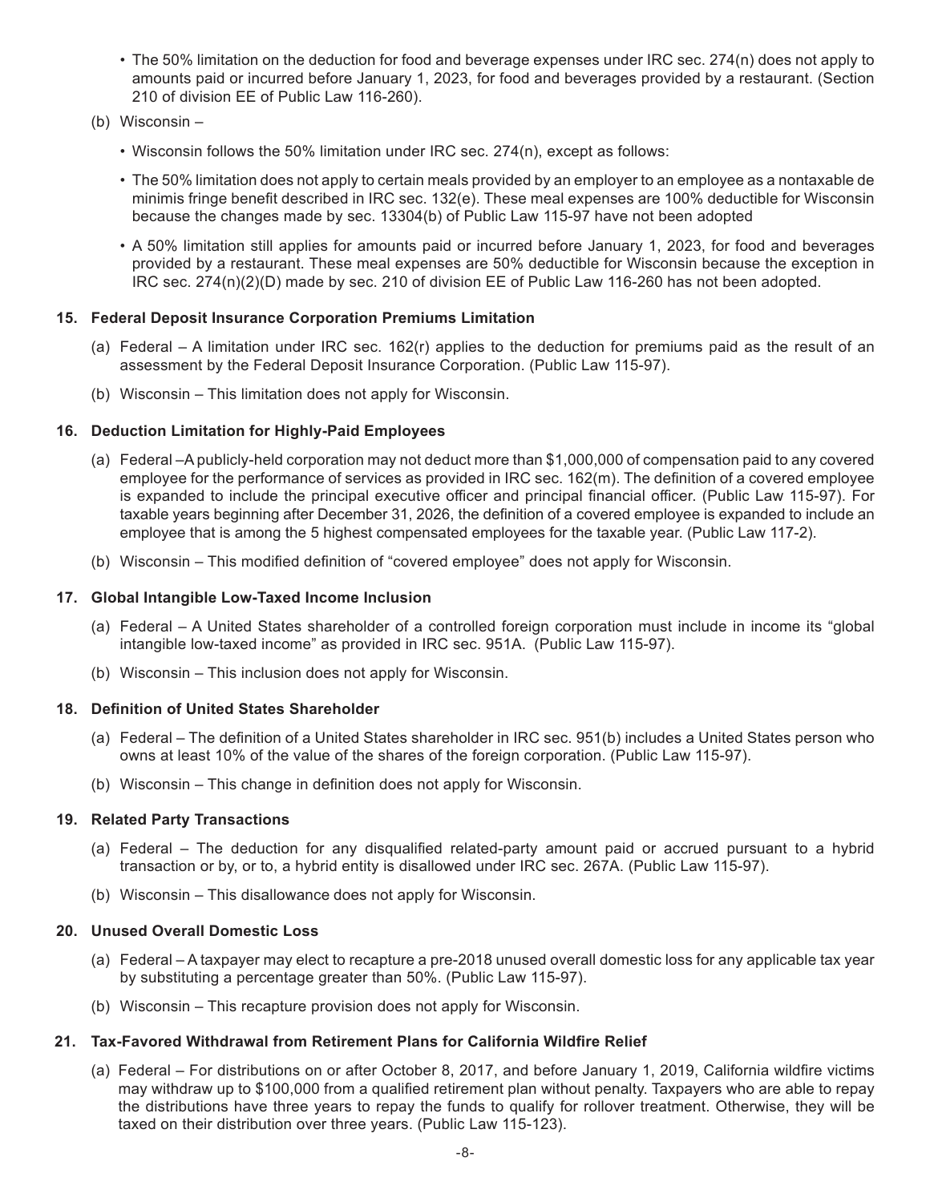- The 50% limitation on the deduction for food and beverage expenses under IRC sec. 274(n) does not apply to amounts paid or incurred before January 1, 2023, for food and beverages provided by a restaurant. (Section 210 of division EE of Public Law 116-260).

(b) Wisconsin –

- Wisconsin follows the 50% limitation under IRC sec. 274(n), except as follows:
- The 50% limitation does not apply to certain meals provided by an employer to an employee as a nontaxable de minimis fringe benefit described in IRC sec. 132(e). These meal expenses are 100% deductible for Wisconsin because the changes made by sec. 13304(b) of Public Law 115-97 have not been adopted
- A 50% limitation still applies for amounts paid or incurred before January 1, 2023, for food and beverages provided by a restaurant. These meal expenses are 50% deductible for Wisconsin because the exception in IRC sec. 274(n)(2)(D) made by sec. 210 of division EE of Public Law 116-260 has not been adopted.

**15. Federal Deposit Insurance Corporation Premiums Limitation**

(a) Federal – A limitation under IRC sec. 162(r) applies to the deduction for premiums paid as the result of an assessment by the Federal Deposit Insurance Corporation. (Public Law 115-97).

(b) Wisconsin – This limitation does not apply for Wisconsin.

**16. Deduction Limitation for Highly-Paid Employees**

(a) Federal –A publicly-held corporation may not deduct more than $1,000,000 of compensation paid to any covered employee for the performance of services as provided in IRC sec. 162(m). The definition of a covered employee is expanded to include the principal executive officer and principal financial officer. (Public Law 115-97). For taxable years beginning after December 31, 2026, the definition of a covered employee is expanded to include an employee that is among the 5 highest compensated employees for the taxable year. (Public Law 117-2).

(b) Wisconsin – This modified definition of "covered employee" does not apply for Wisconsin.

**17. Global Intangible Low-Taxed Income Inclusion**

(a) Federal – A United States shareholder of a controlled foreign corporation must include in income its "global intangible low-taxed income" as provided in IRC sec. 951A. (Public Law 115-97).

(b) Wisconsin – This inclusion does not apply for Wisconsin.

**18. Definition of United States Shareholder**

(a) Federal – The definition of a United States shareholder in IRC sec. 951(b) includes a United States person who owns at least 10% of the value of the shares of the foreign corporation. (Public Law 115-97).

(b) Wisconsin – This change in definition does not apply for Wisconsin.

**19. Related Party Transactions**

(a) Federal – The deduction for any disqualified related-party amount paid or accrued pursuant to a hybrid transaction or by, or to, a hybrid entity is disallowed under IRC sec. 267A. (Public Law 115-97).

(b) Wisconsin – This disallowance does not apply for Wisconsin.

**20. Unused Overall Domestic Loss**

(a) Federal – A taxpayer may elect to recapture a pre-2018 unused overall domestic loss for any applicable tax year by substituting a percentage greater than 50%. (Public Law 115-97).

(b) Wisconsin – This recapture provision does not apply for Wisconsin.

**21. Tax-Favored Withdrawal from Retirement Plans for California Wildfire Relief**

(a) Federal – For distributions on or after October 8, 2017, and before January 1, 2019, California wildfire victims may withdraw up to $100,000 from a qualified retirement plan without penalty. Taxpayers who are able to repay the distributions have three years to repay the funds to qualify for rollover treatment. Otherwise, they will be taxed on their distribution over three years. (Public Law 115-123).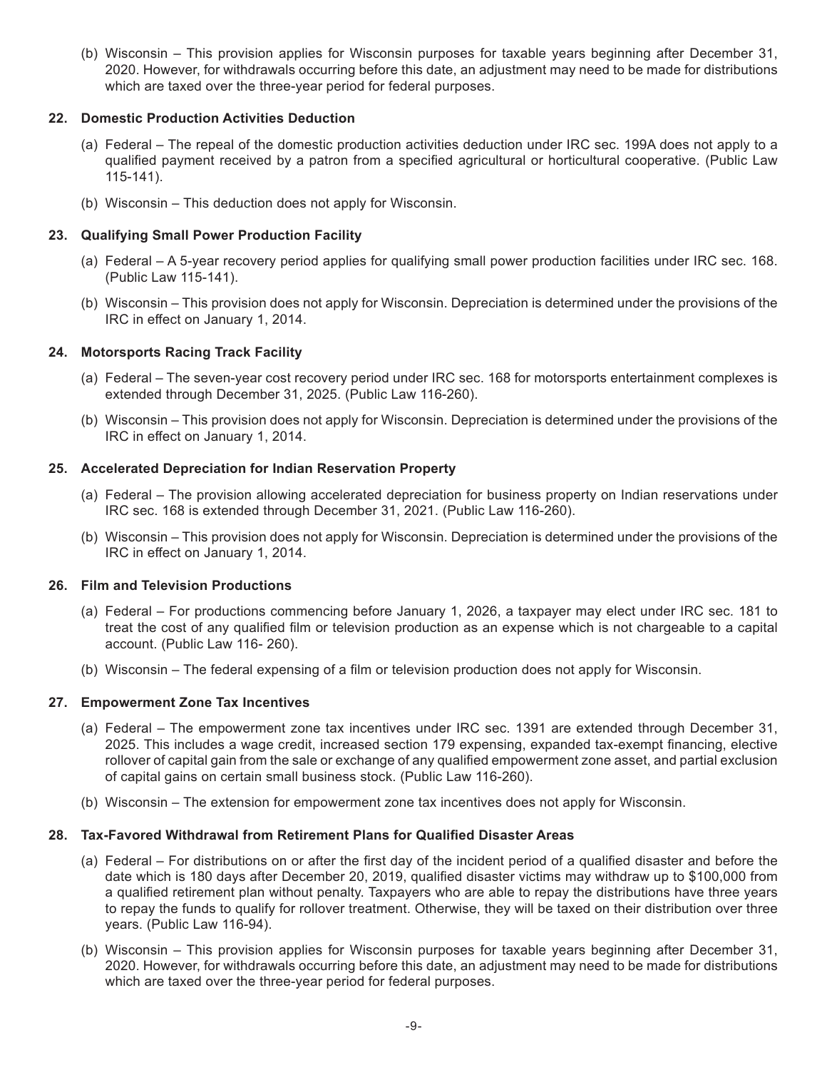(b) Wisconsin – This provision applies for Wisconsin purposes for taxable years beginning after December 31, 2020. However, for withdrawals occurring before this date, an adjustment may need to be made for distributions which are taxed over the three-year period for federal purposes.

**22. Domestic Production Activities Deduction**

(a) Federal – The repeal of the domestic production activities deduction under IRC sec. 199A does not apply to a qualified payment received by a patron from a specified agricultural or horticultural cooperative. (Public Law 115-141).

(b) Wisconsin – This deduction does not apply for Wisconsin.

**23. Qualifying Small Power Production Facility**

(a) Federal – A 5-year recovery period applies for qualifying small power production facilities under IRC sec. 168. (Public Law 115-141).

(b) Wisconsin – This provision does not apply for Wisconsin. Depreciation is determined under the provisions of the IRC in effect on January 1, 2014.

**24. Motorsports Racing Track Facility**

(a) Federal – The seven-year cost recovery period under IRC sec. 168 for motorsports entertainment complexes is extended through December 31, 2025. (Public Law 116-260).

(b) Wisconsin – This provision does not apply for Wisconsin. Depreciation is determined under the provisions of the IRC in effect on January 1, 2014.

**25. Accelerated Depreciation for Indian Reservation Property**

(a) Federal – The provision allowing accelerated depreciation for business property on Indian reservations under IRC sec. 168 is extended through December 31, 2021. (Public Law 116-260).

(b) Wisconsin – This provision does not apply for Wisconsin. Depreciation is determined under the provisions of the IRC in effect on January 1, 2014.

**26. Film and Television Productions**

(a) Federal – For productions commencing before January 1, 2026, a taxpayer may elect under IRC sec. 181 to treat the cost of any qualified film or television production as an expense which is not chargeable to a capital account. (Public Law 116- 260).

(b) Wisconsin – The federal expensing of a film or television production does not apply for Wisconsin.

**27. Empowerment Zone Tax Incentives**

(a) Federal – The empowerment zone tax incentives under IRC sec. 1391 are extended through December 31, 2025. This includes a wage credit, increased section 179 expensing, expanded tax-exempt financing, elective rollover of capital gain from the sale or exchange of any qualified empowerment zone asset, and partial exclusion of capital gains on certain small business stock. (Public Law 116-260).

(b) Wisconsin – The extension for empowerment zone tax incentives does not apply for Wisconsin.

**28. Tax-Favored Withdrawal from Retirement Plans for Qualified Disaster Areas**

(a) Federal – For distributions on or after the first day of the incident period of a qualified disaster and before the date which is 180 days after December 20, 2019, qualified disaster victims may withdraw up to $100,000 from a qualified retirement plan without penalty. Taxpayers who are able to repay the distributions have three years to repay the funds to qualify for rollover treatment. Otherwise, they will be taxed on their distribution over three years. (Public Law 116-94).

(b) Wisconsin – This provision applies for Wisconsin purposes for taxable years beginning after December 31, 2020. However, for withdrawals occurring before this date, an adjustment may need to be made for distributions which are taxed over the three-year period for federal purposes.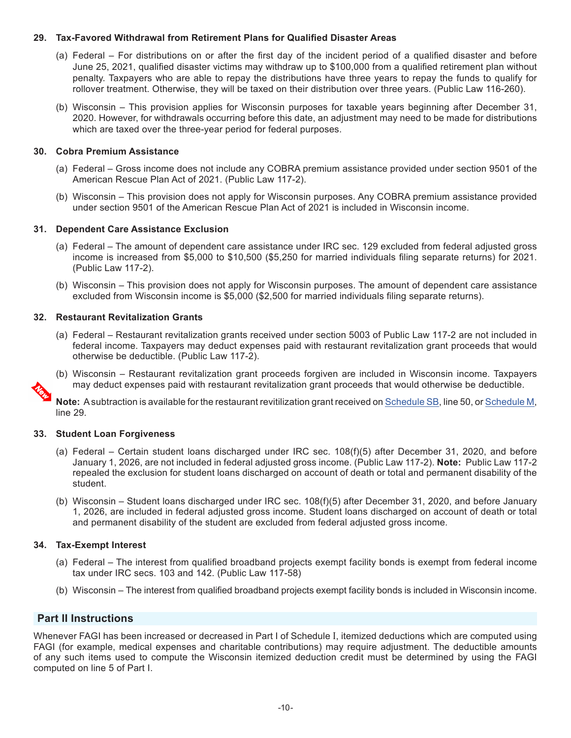**29. Tax-Favored Withdrawal from Retirement Plans for Qualified Disaster Areas**

(a) Federal – For distributions on or after the first day of the incident period of a qualified disaster and before June 25, 2021, qualified disaster victims may withdraw up to $100,000 from a qualified retirement plan without penalty. Taxpayers who are able to repay the distributions have three years to repay the funds to qualify for rollover treatment. Otherwise, they will be taxed on their distribution over three years. (Public Law 116-260).

(b) Wisconsin – This provision applies for Wisconsin purposes for taxable years beginning after December 31, 2020. However, for withdrawals occurring before this date, an adjustment may need to be made for distributions which are taxed over the three-year period for federal purposes.

**30. Cobra Premium Assistance**

(a) Federal – Gross income does not include any COBRA premium assistance provided under section 9501 of the American Rescue Plan Act of 2021. (Public Law 117-2).

(b) Wisconsin – This provision does not apply for Wisconsin purposes. Any COBRA premium assistance provided under section 9501 of the American Rescue Plan Act of 2021 is included in Wisconsin income.

**31. Dependent Care Assistance Exclusion**

(a) Federal – The amount of dependent care assistance under IRC sec. 129 excluded from federal adjusted gross income is increased from $5,000 to $10,500 ($5,250 for married individuals filing separate returns) for 2021. (Public Law 117-2).

(b) Wisconsin – This provision does not apply for Wisconsin purposes. The amount of dependent care assistance excluded from Wisconsin income is $5,000 ($2,500 for married individuals filing separate returns).

**32. Restaurant Revitalization Grants**

(a) Federal – Restaurant revitalization grants received under section 5003 of Public Law 117-2 are not included in federal income. Taxpayers may deduct expenses paid with restaurant revitalization grant proceeds that would otherwise be deductible. (Public Law 117-2).

(b) Wisconsin – Restaurant revitalization grant proceeds forgiven are included in Wisconsin income. Taxpayers may deduct expenses paid with restaurant revitalization grant proceeds that would otherwise be deductible.

New

**Note:** A subtraction is available for the restaurant revitilization grant received on Schedule SB, line 50, or Schedule M, line 29.

**33. Student Loan Forgiveness**

(a) Federal – Certain student loans discharged under IRC sec. 108(f)(5) after December 31, 2020, and before January 1, 2026, are not included in federal adjusted gross income. (Public Law 117-2). **Note:** Public Law 117-2 repealed the exclusion for student loans discharged on account of death or total and permanent disability of the student.

(b) Wisconsin – Student loans discharged under IRC sec. 108(f)(5) after December 31, 2020, and before January 1, 2026, are included in federal adjusted gross income. Student loans discharged on account of death or total and permanent disability of the student are excluded from federal adjusted gross income.

**34. Tax-Exempt Interest**

(a) Federal – The interest from qualified broadband projects exempt facility bonds is exempt from federal income tax under IRC secs. 103 and 142. (Public Law 117-58)

(b) Wisconsin – The interest from qualified broadband projects exempt facility bonds is included in Wisconsin income.

## Part II Instructions

Whenever FAGI has been increased or decreased in Part I of Schedule I, itemized deductions which are computed using FAGI (for example, medical expenses and charitable contributions) may require adjustment. The deductible amounts of any such items used to compute the Wisconsin itemized deduction credit must be determined by using the FAGI computed on line 5 of Part I.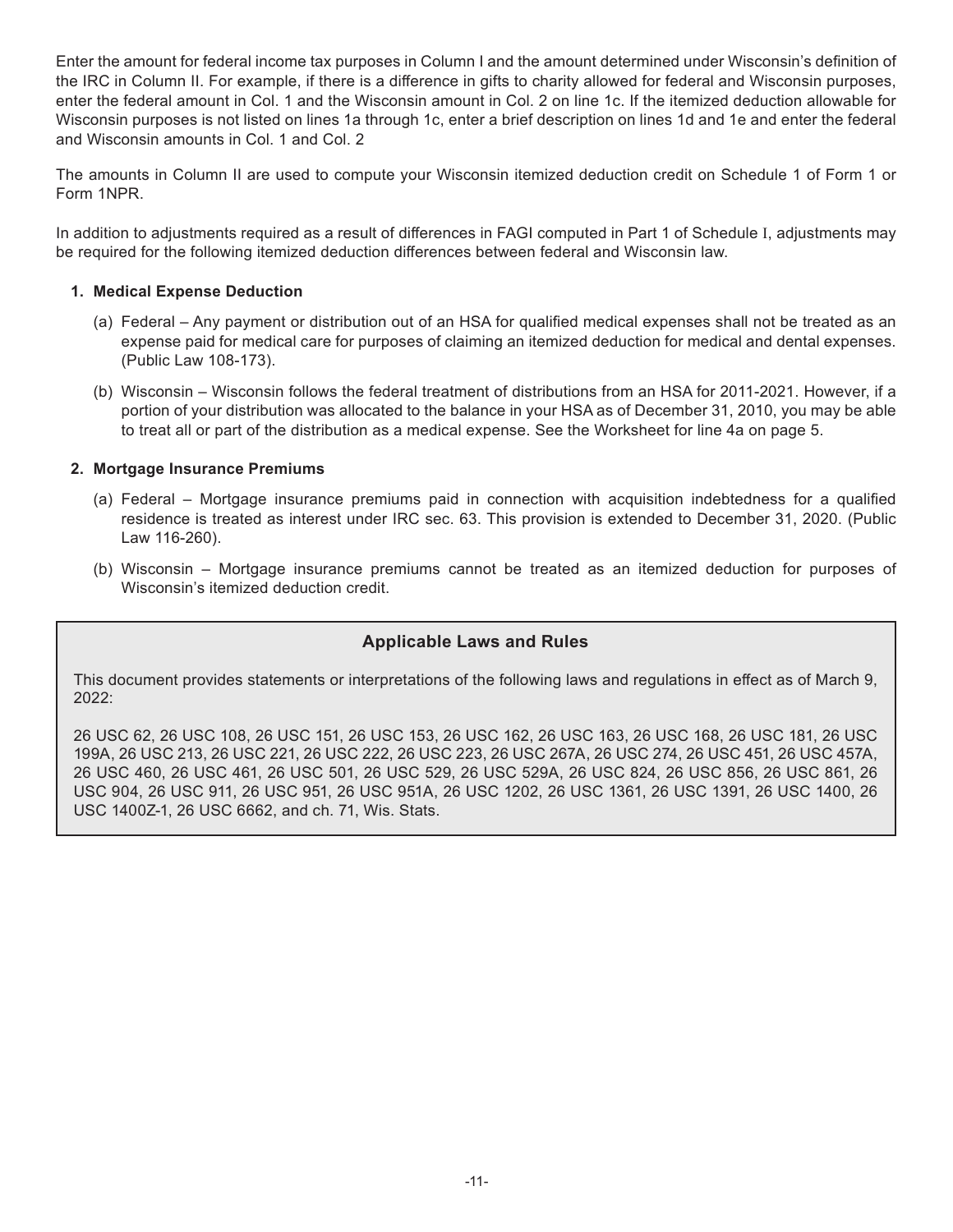Enter the amount for federal income tax purposes in Column I and the amount determined under Wisconsin's definition of the IRC in Column II. For example, if there is a difference in gifts to charity allowed for federal and Wisconsin purposes, enter the federal amount in Col. 1 and the Wisconsin amount in Col. 2 on line 1c. If the itemized deduction allowable for Wisconsin purposes is not listed on lines 1a through 1c, enter a brief description on lines 1d and 1e and enter the federal and Wisconsin amounts in Col. 1 and Col. 2

The amounts in Column II are used to compute your Wisconsin itemized deduction credit on Schedule 1 of Form 1 or Form 1NPR.

In addition to adjustments required as a result of differences in FAGI computed in Part 1 of Schedule I, adjustments may be required for the following itemized deduction differences between federal and Wisconsin law.

**1. Medical Expense Deduction**

(a) Federal – Any payment or distribution out of an HSA for qualified medical expenses shall not be treated as an expense paid for medical care for purposes of claiming an itemized deduction for medical and dental expenses. (Public Law 108-173).

(b) Wisconsin – Wisconsin follows the federal treatment of distributions from an HSA for 2011-2021. However, if a portion of your distribution was allocated to the balance in your HSA as of December 31, 2010, you may be able to treat all or part of the distribution as a medical expense. See the Worksheet for line 4a on page 5.

**2. Mortgage Insurance Premiums**

(a) Federal – Mortgage insurance premiums paid in connection with acquisition indebtedness for a qualified residence is treated as interest under IRC sec. 63. This provision is extended to December 31, 2020. (Public Law 116-260).

(b) Wisconsin – Mortgage insurance premiums cannot be treated as an itemized deduction for purposes of Wisconsin's itemized deduction credit.

### Applicable Laws and Rules

This document provides statements or interpretations of the following laws and regulations in effect as of March 9, 2022:

26 USC 62, 26 USC 108, 26 USC 151, 26 USC 153, 26 USC 162, 26 USC 163, 26 USC 168, 26 USC 181, 26 USC 199A, 26 USC 213, 26 USC 221, 26 USC 222, 26 USC 223, 26 USC 267A, 26 USC 274, 26 USC 451, 26 USC 457A, 26 USC 460, 26 USC 461, 26 USC 501, 26 USC 529, 26 USC 529A, 26 USC 824, 26 USC 856, 26 USC 861, 26 USC 904, 26 USC 911, 26 USC 951, 26 USC 951A, 26 USC 1202, 26 USC 1361, 26 USC 1391, 26 USC 1400, 26 USC 1400Z-1, 26 USC 6662, and ch. 71, Wis. Stats.